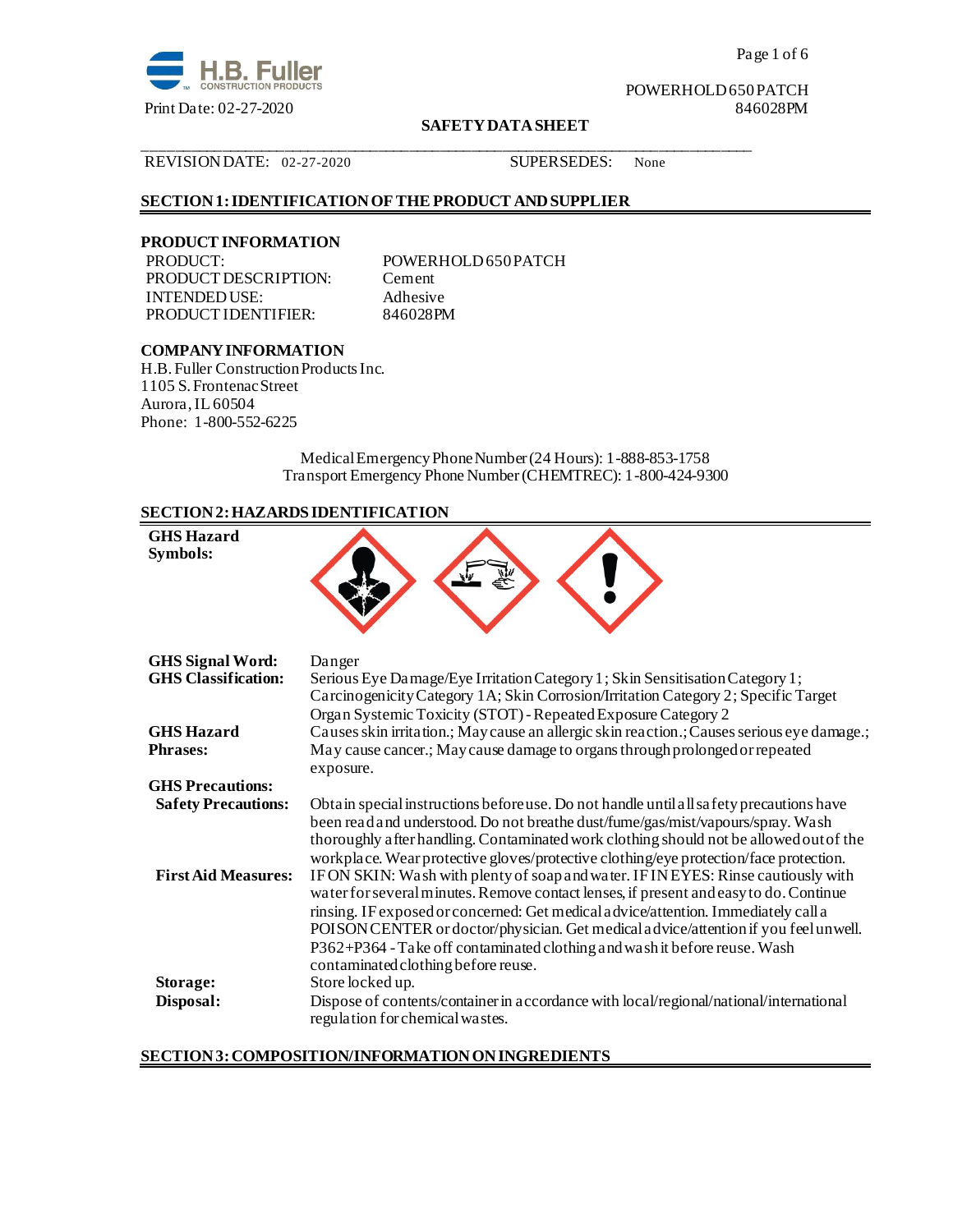H.B. Fuller CONSTRUCTION PRODUCTS

Print Date: 02-27-2020

POWERHOLD 650 PATCH
846028PM

**SAFETY DATA SHEET**

REVISION DATE: 02-27-2020    SUPERSEDES: None

## SECTION 1: IDENTIFICATION OF THE PRODUCT AND SUPPLIER

### PRODUCT INFORMATION

| | |
|---|---|
| PRODUCT: | POWERHOLD 650 PATCH |
| PRODUCT DESCRIPTION: | Cement |
| INTENDED USE: | Adhesive |
| PRODUCT IDENTIFIER: | 846028PM |

### COMPANY INFORMATION

H.B. Fuller Construction Products Inc.
1105 S. Frontenac Street
Aurora, IL 60504
Phone: 1-800-552-6225

Medical Emergency Phone Number (24 Hours): 1-888-853-1758
Transport Emergency Phone Number (CHEMTREC): 1-800-424-9300

## SECTION 2: HAZARDS IDENTIFICATION

**GHS Hazard Symbols:**

**GHS Signal Word:** Danger

**GHS Classification:** Serious Eye Damage/Eye Irritation Category 1; Skin Sensitisation Category 1; Carcinogenicity Category 1A; Skin Corrosion/Irritation Category 2; Specific Target Organ Systemic Toxicity (STOT) - Repeated Exposure Category 2

**GHS Hazard Phrases:** Causes skin irritation.; May cause an allergic skin reaction.; Causes serious eye damage.; May cause cancer.; May cause damage to organs through prolonged or repeated exposure.

**GHS Precautions:**

**Safety Precautions:** Obtain special instructions before use. Do not handle until all safety precautions have been read and understood. Do not breathe dust/fume/gas/mist/vapours/spray. Wash thoroughly after handling. Contaminated work clothing should not be allowed out of the workplace. Wear protective gloves/protective clothing/eye protection/face protection.

**First Aid Measures:** IF ON SKIN: Wash with plenty of soap and water. IF IN EYES: Rinse cautiously with water for several minutes. Remove contact lenses, if present and easy to do. Continue rinsing. IF exposed or concerned: Get medical advice/attention. Immediately call a POISON CENTER or doctor/physician. Get medical advice/attention if you feel unwell. P362+P364 - Take off contaminated clothing and wash it before reuse. Wash contaminated clothing before reuse.

**Storage:** Store locked up.

**Disposal:** Dispose of contents/container in accordance with local/regional/national/international regulation for chemical wastes.

## SECTION 3: COMPOSITION/INFORMATION ON INGREDIENTS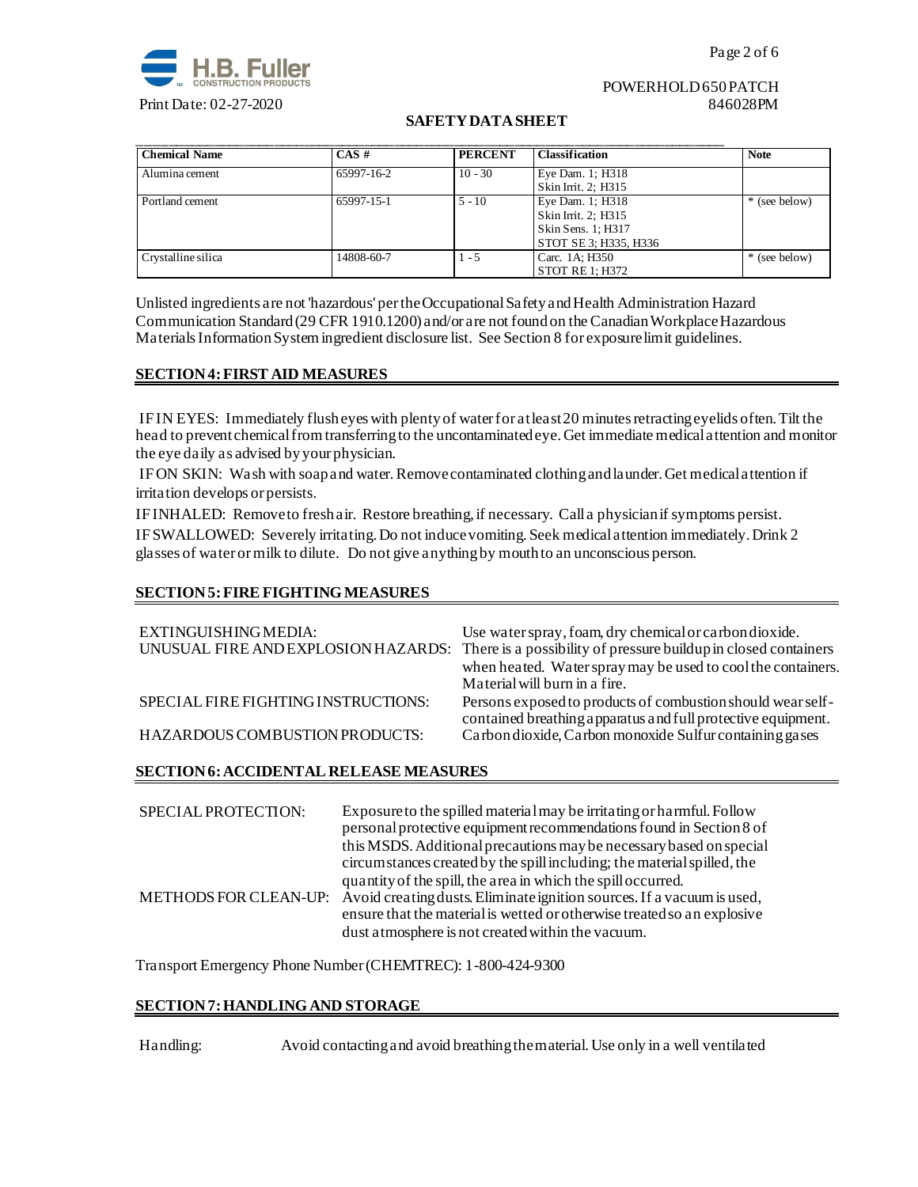| Chemical Name | CAS # | PERCENT | Classification | Note |
|---|---|---|---|---|
| Alumina cement | 65997-16-2 | 10 - 30 | Eye Dam. 1; H318<br>Skin Irrit. 2; H315 | |
| Portland cement | 65997-15-1 | 5 - 10 | Eye Dam. 1; H318<br>Skin Irrit. 2; H315<br>Skin Sens. 1; H317<br>STOT SE 3; H335, H336 | * (see below) |
| Crystalline silica | 14808-60-7 | 1 - 5 | Carc. 1A; H350<br>STOT RE 1; H372 | * (see below) |

Unlisted ingredients are not 'hazardous' per the Occupational Safety and Health Administration Hazard Communication Standard (29 CFR 1910.1200) and/or are not found on the Canadian Workplace Hazardous Materials Information System ingredient disclosure list. See Section 8 for exposure limit guidelines.

## SECTION 4: FIRST AID MEASURES

IF IN EYES: Immediately flush eyes with plenty of water for at least 20 minutes retracting eyelids often. Tilt the head to prevent chemical from transferring to the uncontaminated eye. Get immediate medical attention and monitor the eye daily as advised by your physician.

IF ON SKIN: Wash with soap and water. Remove contaminated clothing and launder. Get medical attention if irritation develops or persists.

IF INHALED: Remove to fresh air. Restore breathing, if necessary. Call a physician if symptoms persist.

IF SWALLOWED: Severely irritating. Do not induce vomiting. Seek medical attention immediately. Drink 2 glasses of water or milk to dilute. Do not give anything by mouth to an unconscious person.

## SECTION 5: FIRE FIGHTING MEASURES

| | |
|---|---|
| EXTINGUISHING MEDIA: | Use water spray, foam, dry chemical or carbon dioxide. |
| UNUSUAL FIRE AND EXPLOSION HAZARDS: | There is a possibility of pressure buildup in closed containers when heated. Water spray may be used to cool the containers. Material will burn in a fire. |
| SPECIAL FIRE FIGHTING INSTRUCTIONS: | Persons exposed to products of combustion should wear self-contained breathing apparatus and full protective equipment. |
| HAZARDOUS COMBUSTION PRODUCTS: | Carbon dioxide, Carbon monoxide Sulfur containing gases |

## SECTION 6: ACCIDENTAL RELEASE MEASURES

| | |
|---|---|
| SPECIAL PROTECTION: | Exposure to the spilled material may be irritating or harmful. Follow personal protective equipment recommendations found in Section 8 of this MSDS. Additional precautions may be necessary based on special circumstances created by the spill including; the material spilled, the quantity of the spill, the area in which the spill occurred. |
| METHODS FOR CLEAN-UP: | Avoid creating dusts. Eliminate ignition sources. If a vacuum is used, ensure that the material is wetted or otherwise treated so an explosive dust atmosphere is not created within the vacuum. |

Transport Emergency Phone Number (CHEMTREC): 1-800-424-9300

## SECTION 7: HANDLING AND STORAGE

Handling: Avoid contacting and avoid breathing the material. Use only in a well ventilated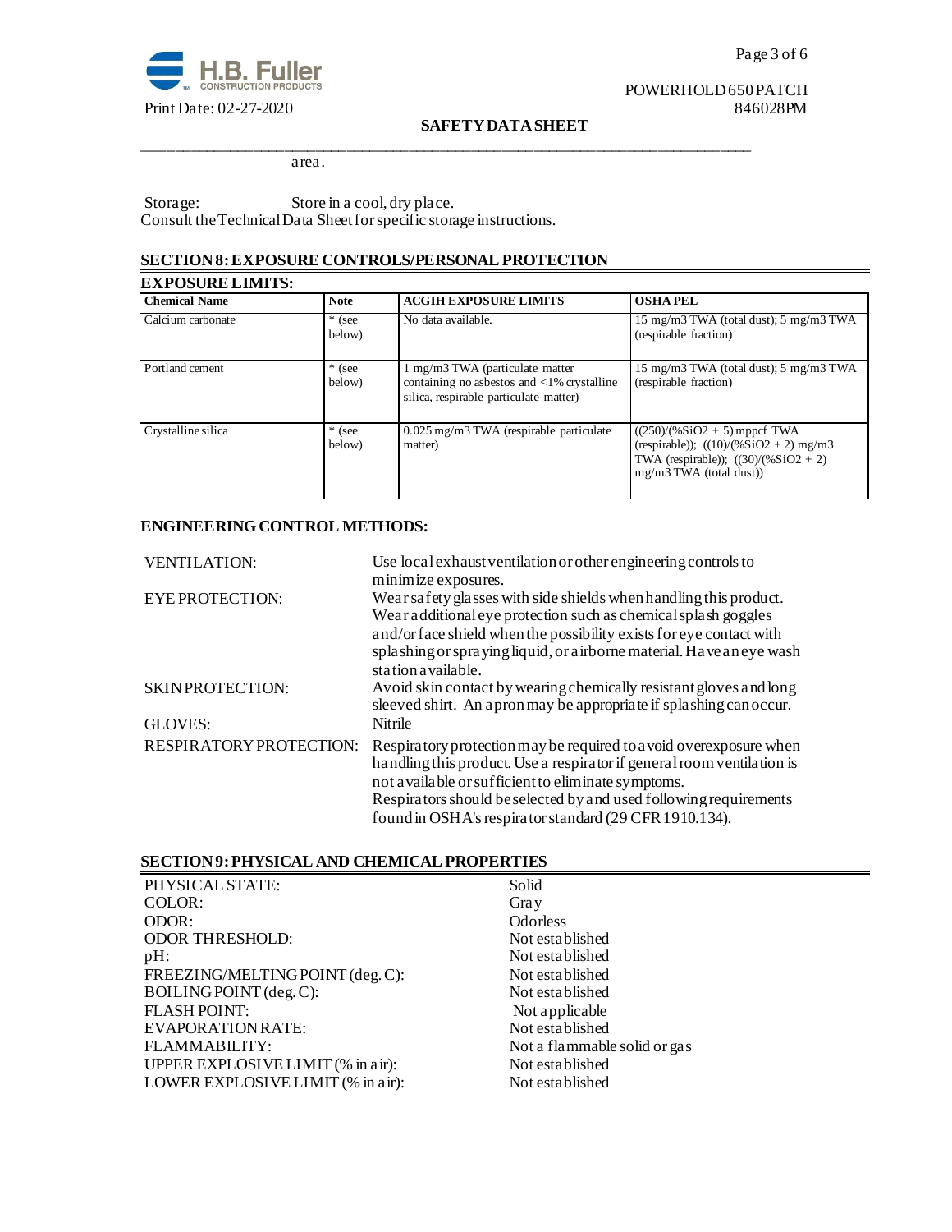area.

Storage: Store in a cool, dry place.
Consult the Technical Data Sheet for specific storage instructions.

## SECTION 8: EXPOSURE CONTROLS/PERSONAL PROTECTION

### EXPOSURE LIMITS:

| Chemical Name | Note | ACGIH EXPOSURE LIMITS | OSHA PEL |
|---|---|---|---|
| Calcium carbonate | * (see below) | No data available. | 15 mg/m3 TWA (total dust); 5 mg/m3 TWA (respirable fraction) |
| Portland cement | * (see below) | 1 mg/m3 TWA (particulate matter containing no asbestos and <1% crystalline silica, respirable particulate matter) | 15 mg/m3 TWA (total dust); 5 mg/m3 TWA (respirable fraction) |
| Crystalline silica | * (see below) | 0.025 mg/m3 TWA (respirable particulate matter) | ((250)/(%SiO2 + 5) mppcf TWA (respirable)); ((10)/(%SiO2 + 2) mg/m3 TWA (respirable)); ((30)/(%SiO2 + 2) mg/m3 TWA (total dust)) |

### ENGINEERING CONTROL METHODS:

VENTILATION: Use local exhaust ventilation or other engineering controls to minimize exposures.

EYE PROTECTION: Wear safety glasses with side shields when handling this product. Wear additional eye protection such as chemical splash goggles and/or face shield when the possibility exists for eye contact with splashing or spraying liquid, or airborne material. Have an eye wash station available.

SKIN PROTECTION: Avoid skin contact by wearing chemically resistant gloves and long sleeved shirt. An apron may be appropriate if splashing can occur.

GLOVES: Nitrile

RESPIRATORY PROTECTION: Respiratory protection may be required to avoid overexposure when handling this product. Use a respirator if general room ventilation is not available or sufficient to eliminate symptoms. Respirators should be selected by and used following requirements found in OSHA's respirator standard (29 CFR 1910.134).

## SECTION 9: PHYSICAL AND CHEMICAL PROPERTIES

| | |
|---|---|
| PHYSICAL STATE: | Solid |
| COLOR: | Gray |
| ODOR: | Odorless |
| ODOR THRESHOLD: | Not established |
| pH: | Not established |
| FREEZING/MELTING POINT (deg. C): | Not established |
| BOILING POINT (deg. C): | Not established |
| FLASH POINT: | Not applicable |
| EVAPORATION RATE: | Not established |
| FLAMMABILITY: | Not a flammable solid or gas |
| UPPER EXPLOSIVE LIMIT (% in air): | Not established |
| LOWER EXPLOSIVE LIMIT (% in air): | Not established |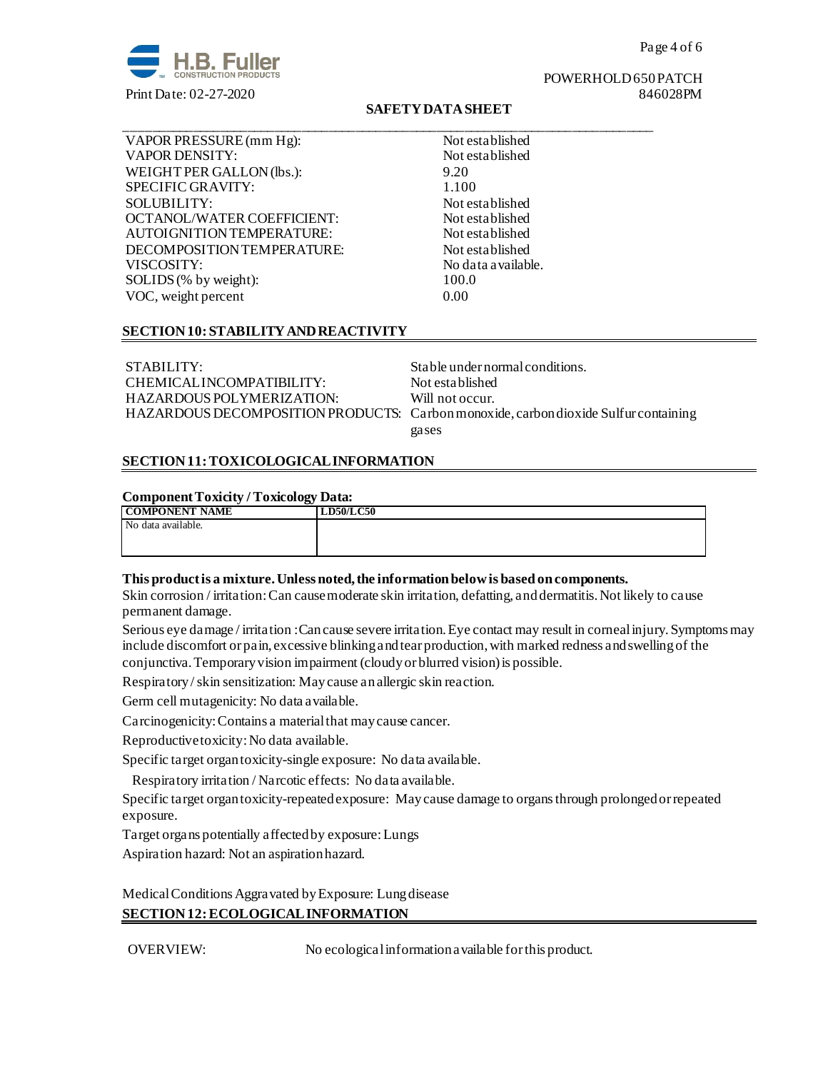| | |
|---|---|
| VAPOR PRESSURE (mm Hg): | Not established |
| VAPOR DENSITY: | Not established |
| WEIGHT PER GALLON (lbs.): | 9.20 |
| SPECIFIC GRAVITY: | 1.100 |
| SOLUBILITY: | Not established |
| OCTANOL/WATER COEFFICIENT: | Not established |
| AUTOIGNITION TEMPERATURE: | Not established |
| DECOMPOSITION TEMPERATURE: | Not established |
| VISCOSITY: | No data available. |
| SOLIDS (% by weight): | 100.0 |
| VOC, weight percent | 0.00 |

## SECTION 10: STABILITY AND REACTIVITY

| | |
|---|---|
| STABILITY: | Stable under normal conditions. |
| CHEMICAL INCOMPATIBILITY: | Not established |
| HAZARDOUS POLYMERIZATION: | Will not occur. |
| HAZARDOUS DECOMPOSITION PRODUCTS: | Carbon monoxide, carbon dioxide Sulfur containing gases |

## SECTION 11: TOXICOLOGICAL INFORMATION

**Component Toxicity / Toxicology Data:**

| COMPONENT NAME | LD50/LC50 |
|---|---|
| No data available. | |

**This product is a mixture. Unless noted, the information below is based on components.**

Skin corrosion / irritation: Can cause moderate skin irritation, defatting, and dermatitis. Not likely to cause permanent damage.

Serious eye damage / irritation : Can cause severe irritation. Eye contact may result in corneal injury. Symptoms may include discomfort or pain, excessive blinking and tear production, with marked redness and swelling of the conjunctiva. Temporary vision impairment (cloudy or blurred vision) is possible.

Respiratory / skin sensitization: May cause an allergic skin reaction.

Germ cell mutagenicity: No data available.

Carcinogenicity: Contains a material that may cause cancer.

Reproductive toxicity: No data available.

Specific target organ toxicity-single exposure: No data available.

Respiratory irritation / Narcotic effects: No data available.

Specific target organ toxicity-repeated exposure: May cause damage to organs through prolonged or repeated exposure.

Target organs potentially affected by exposure: Lungs

Aspiration hazard: Not an aspiration hazard.

Medical Conditions Aggravated by Exposure: Lung disease

## SECTION 12: ECOLOGICAL INFORMATION

OVERVIEW: No ecological information available for this product.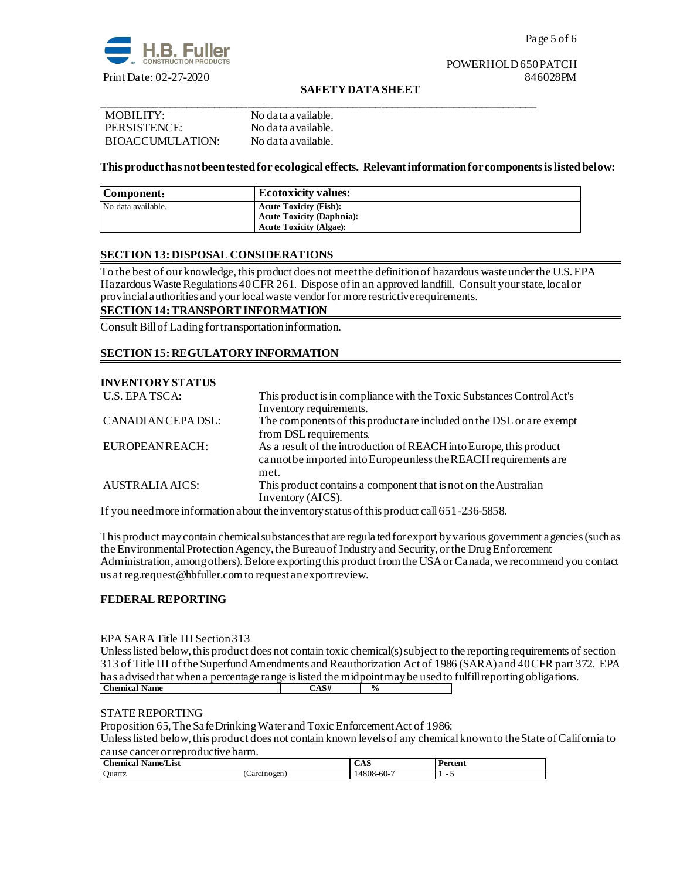| | |
|---|---|
| MOBILITY: | No data available. |
| PERSISTENCE: | No data available. |
| BIOACCUMULATION: | No data available. |

**This product has not been tested for ecological effects. Relevant information for components is listed below:**

| Component: | Ecotoxicity values: |
|---|---|
| No data available. | **Acute Toxicity (Fish):**<br>**Acute Toxicity (Daphnia):**<br>**Acute Toxicity (Algae):** |

## SECTION 13: DISPOSAL CONSIDERATIONS

To the best of our knowledge, this product does not meet the definition of hazardous waste under the U.S. EPA Hazardous Waste Regulations 40 CFR 261. Dispose of in an approved landfill. Consult your state, local or provincial authorities and your local waste vendor for more restrictive requirements.

## SECTION 14: TRANSPORT INFORMATION

Consult Bill of Lading for transportation information.

## SECTION 15: REGULATORY INFORMATION

### INVENTORY STATUS

| | |
|---|---|
| U.S. EPA TSCA: | This product is in compliance with the Toxic Substances Control Act's Inventory requirements. |
| CANADIAN CEPA DSL: | The components of this product are included on the DSL or are exempt from DSL requirements. |
| EUROPEAN REACH: | As a result of the introduction of REACH into Europe, this product cannot be imported into Europe unless the REACH requirements are met. |
| AUSTRALIA AICS: | This product contains a component that is not on the Australian Inventory (AICS). |

If you need more information about the inventory status of this product call 651-236-5858.

This product may contain chemical substances that are regulated for export by various government agencies (such as the Environmental Protection Agency, the Bureau of Industry and Security, or the Drug Enforcement Administration, among others). Before exporting this product from the USA or Canada, we recommend you contact us at reg.request@hbfuller.com to request an export review.

### FEDERAL REPORTING

EPA SARA Title III Section 313

Unless listed below, this product does not contain toxic chemical(s) subject to the reporting requirements of section 313 of Title III of the Superfund Amendments and Reauthorization Act of 1986 (SARA) and 40 CFR part 372. EPA has advised that when a percentage range is listed the midpoint may be used to fulfill reporting obligations.

| Chemical Name | CAS# | % |
|---|---|---|

STATE REPORTING

Proposition 65, The Safe Drinking Water and Toxic Enforcement Act of 1986:

Unless listed below, this product does not contain known levels of any chemical known to the State of California to cause cancer or reproductive harm.

| Chemical Name/List | | CAS | Percent |
|---|---|---|---|
| Quartz | (Carcinogen) | 14808-60-7 | 1 - 5 |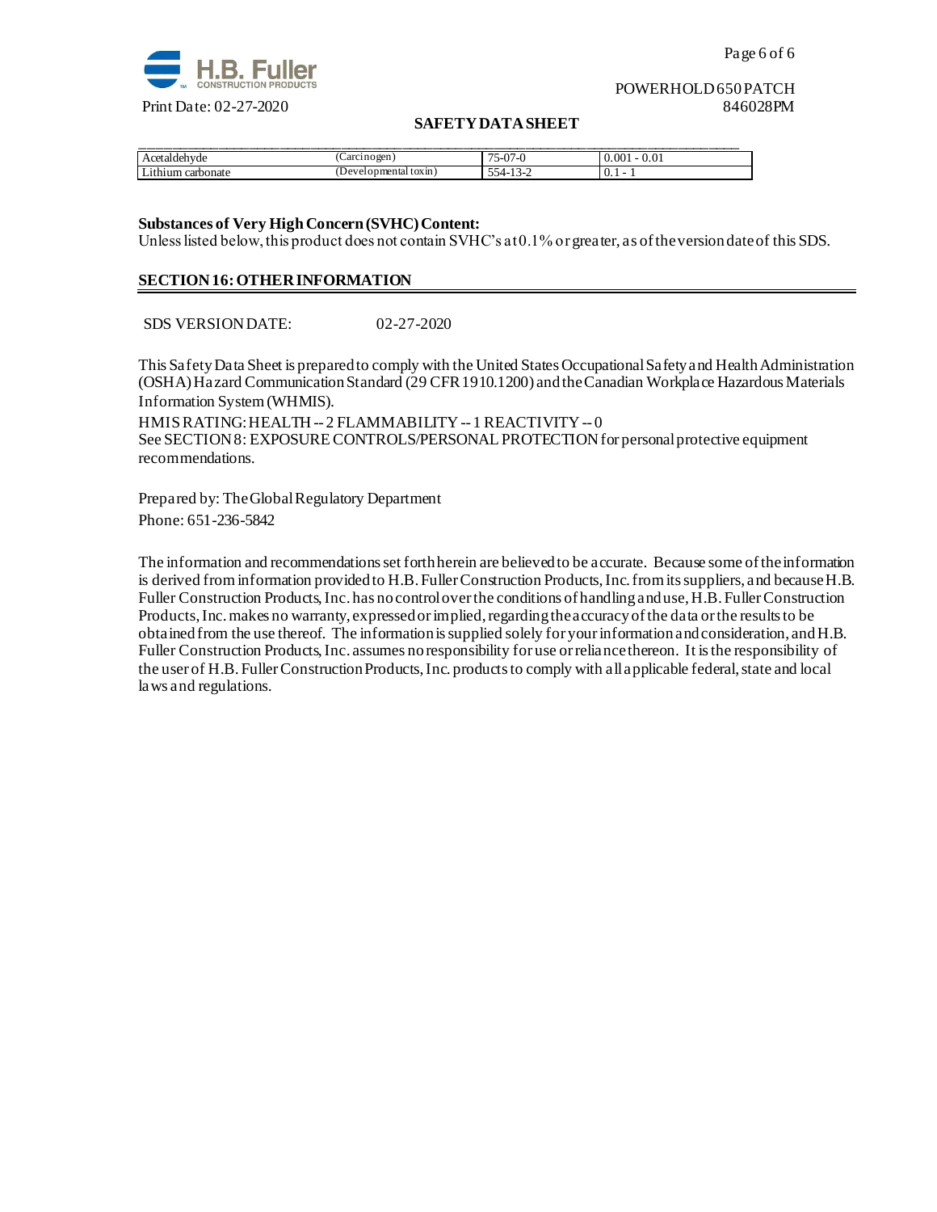| | | | |
|---|---|---|---|
| Acetaldehyde | (Carcinogen) | 75-07-0 | 0.001 - 0.01 |
| Lithium carbonate | (Developmental toxin) | 554-13-2 | 0.1 - 1 |

**Substances of Very High Concern (SVHC) Content:**
Unless listed below, this product does not contain SVHC's at 0.1% or greater, as of the version date of this SDS.

## SECTION 16: OTHER INFORMATION

SDS VERSION DATE: 02-27-2020

This Safety Data Sheet is prepared to comply with the United States Occupational Safety and Health Administration (OSHA) Hazard Communication Standard (29 CFR 1910.1200) and the Canadian Workplace Hazardous Materials Information System (WHMIS).

HMIS RATING: HEALTH -- 2 FLAMMABILITY -- 1 REACTIVITY -- 0
See SECTION 8: EXPOSURE CONTROLS/PERSONAL PROTECTION for personal protective equipment recommendations.

Prepared by: The Global Regulatory Department
Phone: 651-236-5842

The information and recommendations set forth herein are believed to be accurate. Because some of the information is derived from information provided to H.B. Fuller Construction Products, Inc. from its suppliers, and because H.B. Fuller Construction Products, Inc. has no control over the conditions of handling and use, H.B. Fuller Construction Products, Inc. makes no warranty, expressed or implied, regarding the accuracy of the data or the results to be obtained from the use thereof. The information is supplied solely for your information and consideration, and H.B. Fuller Construction Products, Inc. assumes no responsibility for use or reliance thereon. It is the responsibility of the user of H.B. Fuller Construction Products, Inc. products to comply with all applicable federal, state and local laws and regulations.